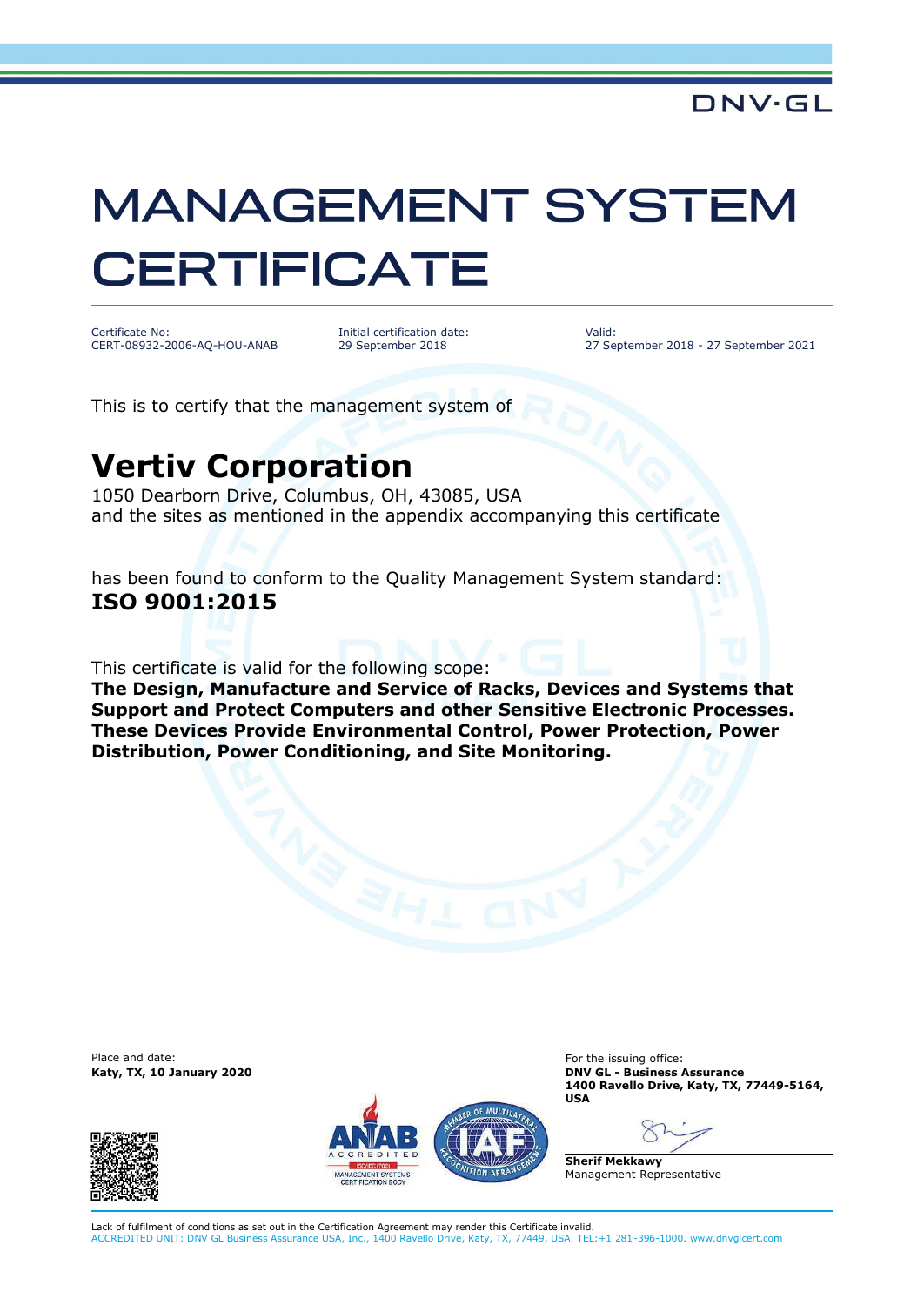DNV·GL

# MANAGEMENT SYSTEM CERTIFICATE

Certificate No:
CERT-08932-2006-AQ-HOU-ANAB

Initial certification date:
29 September 2018

Valid:
27 September 2018 - 27 September 2021

This is to certify that the management system of

## Vertiv Corporation

1050 Dearborn Drive, Columbus, OH, 43085, USA
and the sites as mentioned in the appendix accompanying this certificate

has been found to conform to the Quality Management System standard:
**ISO 9001:2015**

This certificate is valid for the following scope:
**The Design, Manufacture and Service of Racks, Devices and Systems that Support and Protect Computers and other Sensitive Electronic Processes. These Devices Provide Environmental Control, Power Protection, Power Distribution, Power Conditioning, and Site Monitoring.**

Place and date:
**Katy, TX, 10 January 2020**

For the issuing office:
**DNV GL - Business Assurance**
**1400 Ravello Drive, Katy, TX, 77449-5164, USA**

**Sherif Mekkawy**
Management Representative

Lack of fulfilment of conditions as set out in the Certification Agreement may render this Certificate invalid.
ACCREDITED UNIT: DNV GL Business Assurance USA, Inc., 1400 Ravello Drive, Katy, TX, 77449, USA. TEL:+1 281-396-1000. www.dnvglcert.com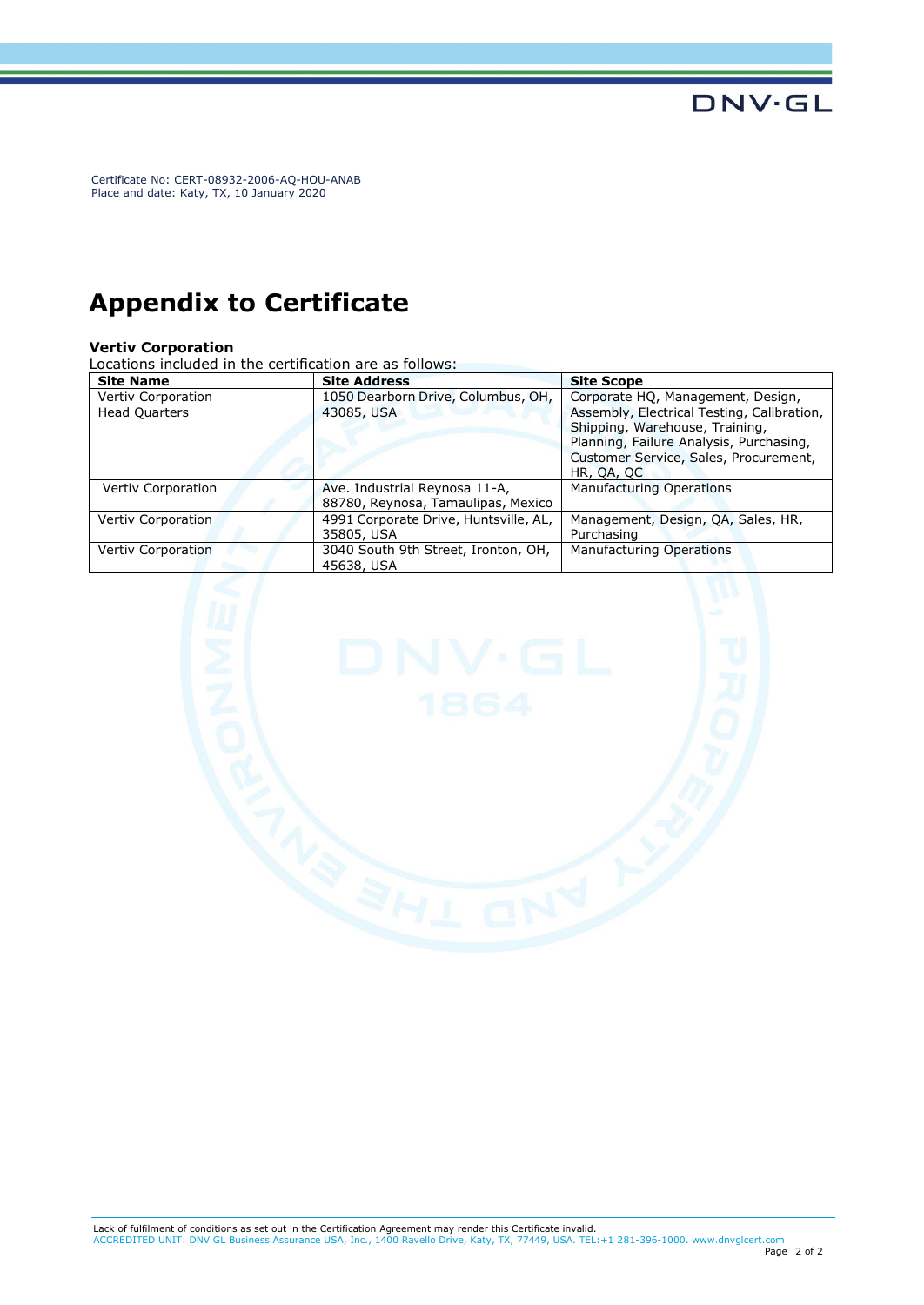Certificate No: CERT-08932-2006-AQ-HOU-ANAB
Place and date: Katy, TX, 10 January 2020

# Appendix to Certificate

**Vertiv Corporation**

Locations included in the certification are as follows:

| Site Name | Site Address | Site Scope |
|---|---|---|
| Vertiv Corporation Head Quarters | 1050 Dearborn Drive, Columbus, OH, 43085, USA | Corporate HQ, Management, Design, Assembly, Electrical Testing, Calibration, Shipping, Warehouse, Training, Planning, Failure Analysis, Purchasing, Customer Service, Sales, Procurement, HR, QA, QC |
| Vertiv Corporation | Ave. Industrial Reynosa 11-A, 88780, Reynosa, Tamaulipas, Mexico | Manufacturing Operations |
| Vertiv Corporation | 4991 Corporate Drive, Huntsville, AL, 35805, USA | Management, Design, QA, Sales, HR, Purchasing |
| Vertiv Corporation | 3040 South 9th Street, Ironton, OH, 45638, USA | Manufacturing Operations |

Lack of fulfilment of conditions as set out in the Certification Agreement may render this Certificate invalid.
ACCREDITED UNIT: DNV GL Business Assurance USA, Inc., 1400 Ravello Drive, Katy, TX, 77449, USA. TEL:+1 281-396-1000. www.dnvglcert.com